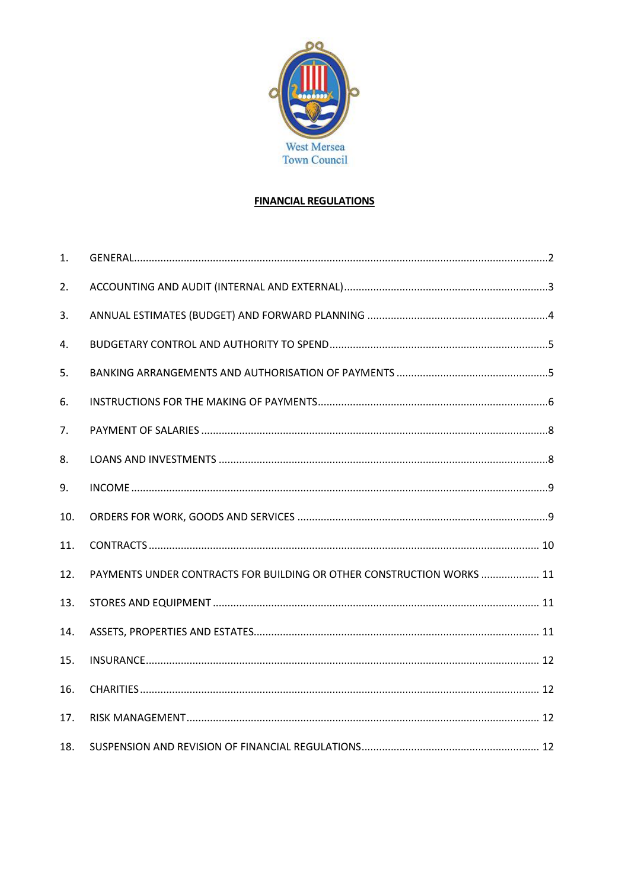West Mersea Town Council

# FINANCIAL REGULATIONS

| | | |
|---|---|---|
| 1. | GENERAL | 2 |
| 2. | ACCOUNTING AND AUDIT (INTERNAL AND EXTERNAL) | 3 |
| 3. | ANNUAL ESTIMATES (BUDGET) AND FORWARD PLANNING | 4 |
| 4. | BUDGETARY CONTROL AND AUTHORITY TO SPEND | 5 |
| 5. | BANKING ARRANGEMENTS AND AUTHORISATION OF PAYMENTS | 5 |
| 6. | INSTRUCTIONS FOR THE MAKING OF PAYMENTS | 6 |
| 7. | PAYMENT OF SALARIES | 8 |
| 8. | LOANS AND INVESTMENTS | 8 |
| 9. | INCOME | 9 |
| 10. | ORDERS FOR WORK, GOODS AND SERVICES | 9 |
| 11. | CONTRACTS | 10 |
| 12. | PAYMENTS UNDER CONTRACTS FOR BUILDING OR OTHER CONSTRUCTION WORKS | 11 |
| 13. | STORES AND EQUIPMENT | 11 |
| 14. | ASSETS, PROPERTIES AND ESTATES | 11 |
| 15. | INSURANCE | 12 |
| 16. | CHARITIES | 12 |
| 17. | RISK MANAGEMENT | 12 |
| 18. | SUSPENSION AND REVISION OF FINANCIAL REGULATIONS | 12 |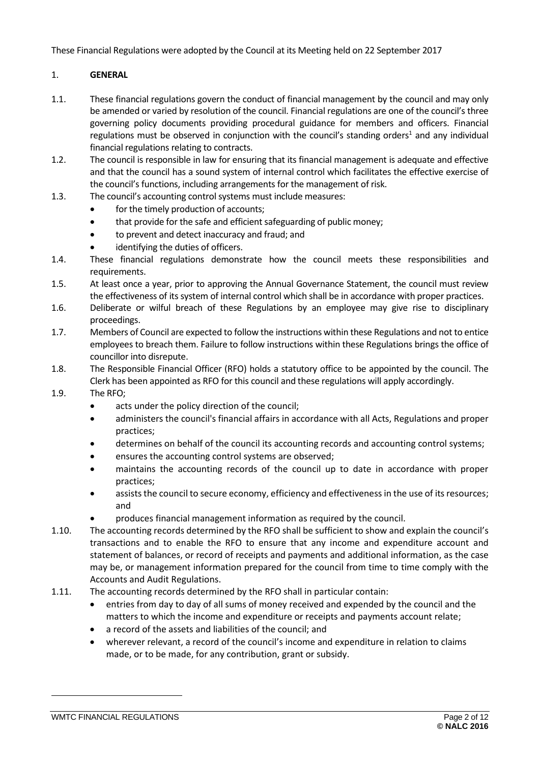These Financial Regulations were adopted by the Council at its Meeting held on 22 September 2017

1. **GENERAL**

1.1. These financial regulations govern the conduct of financial management by the council and may only be amended or varied by resolution of the council. Financial regulations are one of the council's three governing policy documents providing procedural guidance for members and officers. Financial regulations must be observed in conjunction with the council's standing orders[1] and any individual financial regulations relating to contracts.

1.2. The council is responsible in law for ensuring that its financial management is adequate and effective and that the council has a sound system of internal control which facilitates the effective exercise of the council's functions, including arrangements for the management of risk.

1.3. The council's accounting control systems must include measures:
- for the timely production of accounts;
- that provide for the safe and efficient safeguarding of public money;
- to prevent and detect inaccuracy and fraud; and
- identifying the duties of officers.

1.4. These financial regulations demonstrate how the council meets these responsibilities and requirements.

1.5. At least once a year, prior to approving the Annual Governance Statement, the council must review the effectiveness of its system of internal control which shall be in accordance with proper practices.

1.6. Deliberate or wilful breach of these Regulations by an employee may give rise to disciplinary proceedings.

1.7. Members of Council are expected to follow the instructions within these Regulations and not to entice employees to breach them. Failure to follow instructions within these Regulations brings the office of councillor into disrepute.

1.8. The Responsible Financial Officer (RFO) holds a statutory office to be appointed by the council. The Clerk has been appointed as RFO for this council and these regulations will apply accordingly.

1.9. The RFO;
- acts under the policy direction of the council;
- administers the council's financial affairs in accordance with all Acts, Regulations and proper practices;
- determines on behalf of the council its accounting records and accounting control systems;
- ensures the accounting control systems are observed;
- maintains the accounting records of the council up to date in accordance with proper practices;
- assists the council to secure economy, efficiency and effectiveness in the use of its resources; and
- produces financial management information as required by the council.

1.10. The accounting records determined by the RFO shall be sufficient to show and explain the council's transactions and to enable the RFO to ensure that any income and expenditure account and statement of balances, or record of receipts and payments and additional information, as the case may be, or management information prepared for the council from time to time comply with the Accounts and Audit Regulations.

1.11. The accounting records determined by the RFO shall in particular contain:
- entries from day to day of all sums of money received and expended by the council and the matters to which the income and expenditure or receipts and payments account relate;
- a record of the assets and liabilities of the council; and
- wherever relevant, a record of the council's income and expenditure in relation to claims made, or to be made, for any contribution, grant or subsidy.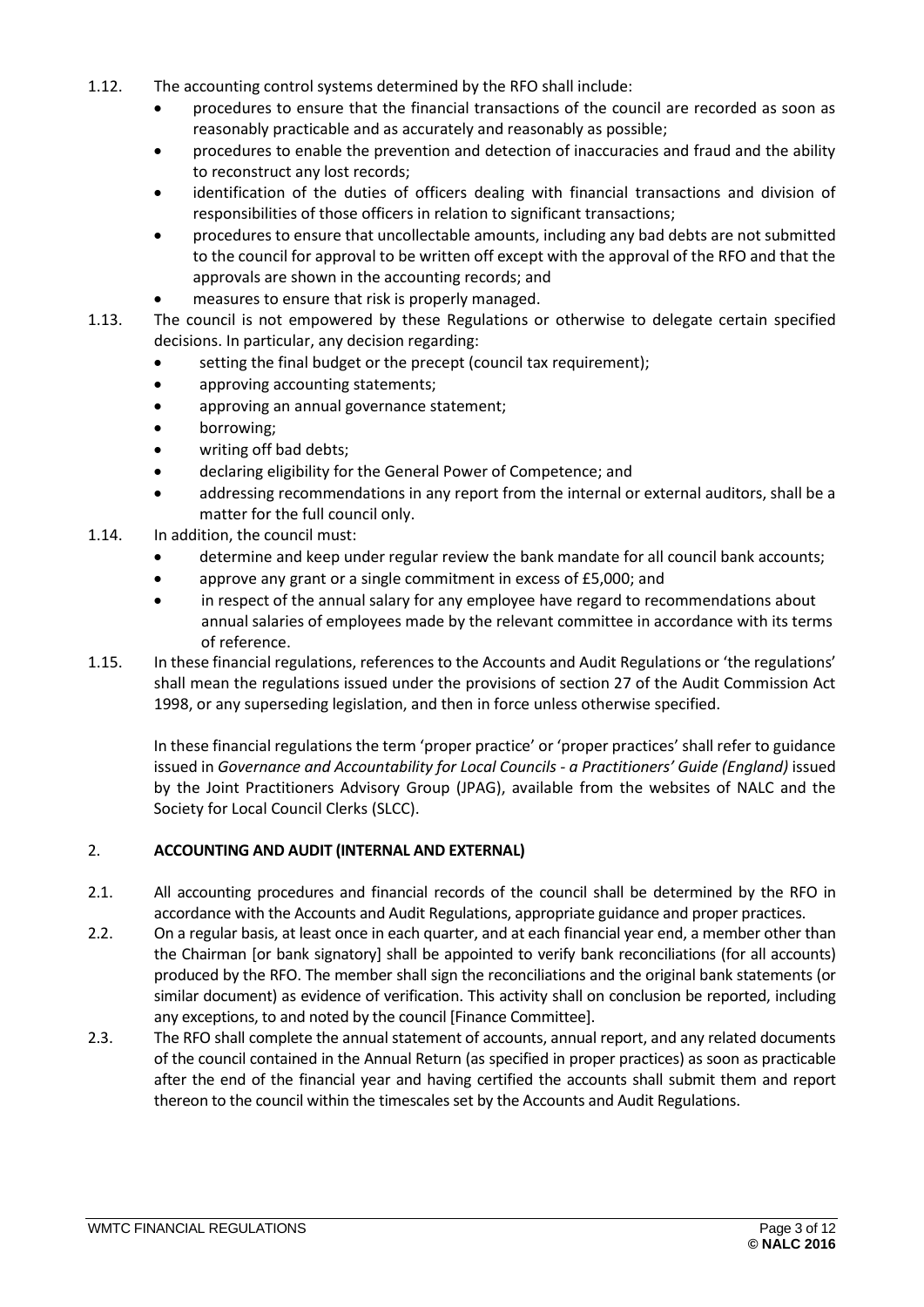1.12. The accounting control systems determined by the RFO shall include:

- procedures to ensure that the financial transactions of the council are recorded as soon as reasonably practicable and as accurately and reasonably as possible;
- procedures to enable the prevention and detection of inaccuracies and fraud and the ability to reconstruct any lost records;
- identification of the duties of officers dealing with financial transactions and division of responsibilities of those officers in relation to significant transactions;
- procedures to ensure that uncollectable amounts, including any bad debts are not submitted to the council for approval to be written off except with the approval of the RFO and that the approvals are shown in the accounting records; and
- measures to ensure that risk is properly managed.

1.13. The council is not empowered by these Regulations or otherwise to delegate certain specified decisions. In particular, any decision regarding:

- setting the final budget or the precept (council tax requirement);
- approving accounting statements;
- approving an annual governance statement;
- borrowing;
- writing off bad debts;
- declaring eligibility for the General Power of Competence; and
- addressing recommendations in any report from the internal or external auditors, shall be a matter for the full council only.

1.14. In addition, the council must:

- determine and keep under regular review the bank mandate for all council bank accounts;
- approve any grant or a single commitment in excess of £5,000; and
- in respect of the annual salary for any employee have regard to recommendations about annual salaries of employees made by the relevant committee in accordance with its terms of reference.

1.15. In these financial regulations, references to the Accounts and Audit Regulations or 'the regulations' shall mean the regulations issued under the provisions of section 27 of the Audit Commission Act 1998, or any superseding legislation, and then in force unless otherwise specified.

In these financial regulations the term 'proper practice' or 'proper practices' shall refer to guidance issued in *Governance and Accountability for Local Councils - a Practitioners' Guide (England)* issued by the Joint Practitioners Advisory Group (JPAG), available from the websites of NALC and the Society for Local Council Clerks (SLCC).

## 2. ACCOUNTING AND AUDIT (INTERNAL AND EXTERNAL)

2.1. All accounting procedures and financial records of the council shall be determined by the RFO in accordance with the Accounts and Audit Regulations, appropriate guidance and proper practices.

2.2. On a regular basis, at least once in each quarter, and at each financial year end, a member other than the Chairman [or bank signatory] shall be appointed to verify bank reconciliations (for all accounts) produced by the RFO. The member shall sign the reconciliations and the original bank statements (or similar document) as evidence of verification. This activity shall on conclusion be reported, including any exceptions, to and noted by the council [Finance Committee].

2.3. The RFO shall complete the annual statement of accounts, annual report, and any related documents of the council contained in the Annual Return (as specified in proper practices) as soon as practicable after the end of the financial year and having certified the accounts shall submit them and report thereon to the council within the timescales set by the Accounts and Audit Regulations.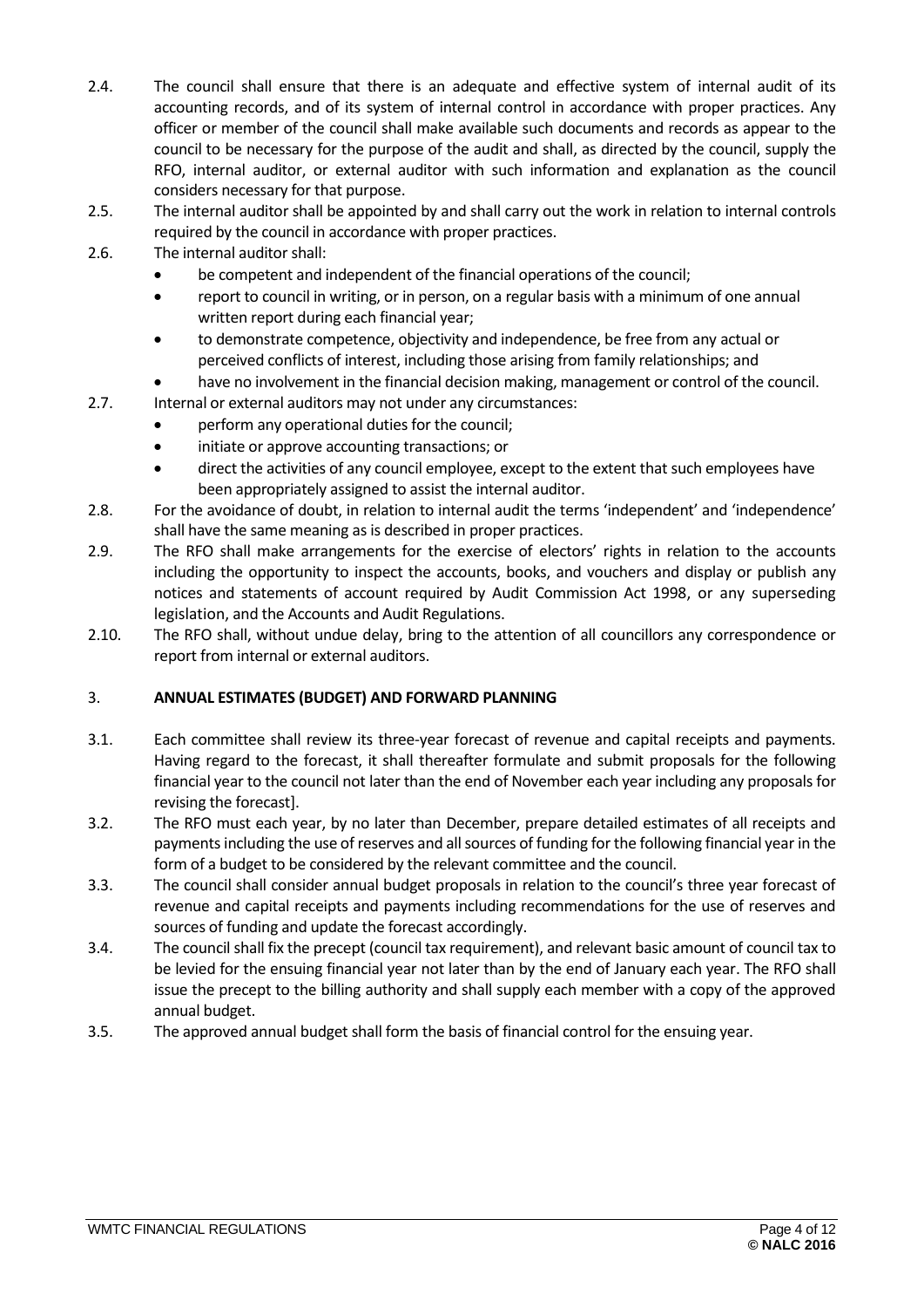2.4. The council shall ensure that there is an adequate and effective system of internal audit of its accounting records, and of its system of internal control in accordance with proper practices. Any officer or member of the council shall make available such documents and records as appear to the council to be necessary for the purpose of the audit and shall, as directed by the council, supply the RFO, internal auditor, or external auditor with such information and explanation as the council considers necessary for that purpose.

2.5. The internal auditor shall be appointed by and shall carry out the work in relation to internal controls required by the council in accordance with proper practices.

2.6. The internal auditor shall:

- be competent and independent of the financial operations of the council;
- report to council in writing, or in person, on a regular basis with a minimum of one annual written report during each financial year;
- to demonstrate competence, objectivity and independence, be free from any actual or perceived conflicts of interest, including those arising from family relationships; and
- have no involvement in the financial decision making, management or control of the council.

2.7. Internal or external auditors may not under any circumstances:

- perform any operational duties for the council;
- initiate or approve accounting transactions; or
- direct the activities of any council employee, except to the extent that such employees have been appropriately assigned to assist the internal auditor.

2.8. For the avoidance of doubt, in relation to internal audit the terms 'independent' and 'independence' shall have the same meaning as is described in proper practices.

2.9. The RFO shall make arrangements for the exercise of electors' rights in relation to the accounts including the opportunity to inspect the accounts, books, and vouchers and display or publish any notices and statements of account required by Audit Commission Act 1998, or any superseding legislation, and the Accounts and Audit Regulations.

2.10. The RFO shall, without undue delay, bring to the attention of all councillors any correspondence or report from internal or external auditors.

## 3. ANNUAL ESTIMATES (BUDGET) AND FORWARD PLANNING

3.1. Each committee shall review its three-year forecast of revenue and capital receipts and payments. Having regard to the forecast, it shall thereafter formulate and submit proposals for the following financial year to the council not later than the end of November each year including any proposals for revising the forecast].

3.2. The RFO must each year, by no later than December, prepare detailed estimates of all receipts and payments including the use of reserves and all sources of funding for the following financial year in the form of a budget to be considered by the relevant committee and the council.

3.3. The council shall consider annual budget proposals in relation to the council's three year forecast of revenue and capital receipts and payments including recommendations for the use of reserves and sources of funding and update the forecast accordingly.

3.4. The council shall fix the precept (council tax requirement), and relevant basic amount of council tax to be levied for the ensuing financial year not later than by the end of January each year. The RFO shall issue the precept to the billing authority and shall supply each member with a copy of the approved annual budget.

3.5. The approved annual budget shall form the basis of financial control for the ensuing year.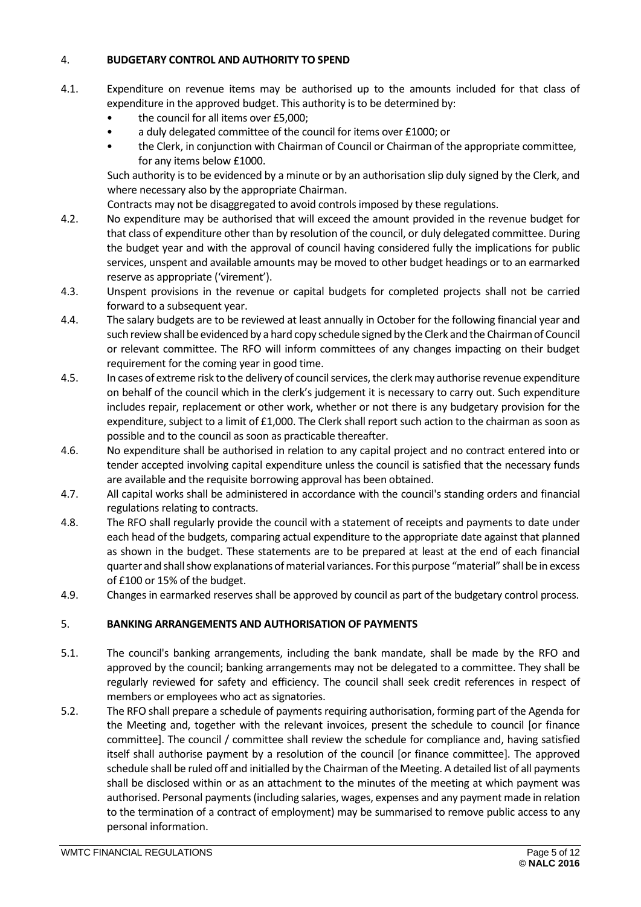## 4. BUDGETARY CONTROL AND AUTHORITY TO SPEND

4.1. Expenditure on revenue items may be authorised up to the amounts included for that class of expenditure in the approved budget. This authority is to be determined by:

- the council for all items over £5,000;
- a duly delegated committee of the council for items over £1000; or
- the Clerk, in conjunction with Chairman of Council or Chairman of the appropriate committee, for any items below £1000.

Such authority is to be evidenced by a minute or by an authorisation slip duly signed by the Clerk, and where necessary also by the appropriate Chairman.

Contracts may not be disaggregated to avoid controls imposed by these regulations.

4.2. No expenditure may be authorised that will exceed the amount provided in the revenue budget for that class of expenditure other than by resolution of the council, or duly delegated committee. During the budget year and with the approval of council having considered fully the implications for public services, unspent and available amounts may be moved to other budget headings or to an earmarked reserve as appropriate ('virement').

4.3. Unspent provisions in the revenue or capital budgets for completed projects shall not be carried forward to a subsequent year.

4.4. The salary budgets are to be reviewed at least annually in October for the following financial year and such review shall be evidenced by a hard copy schedule signed by the Clerk and the Chairman of Council or relevant committee. The RFO will inform committees of any changes impacting on their budget requirement for the coming year in good time.

4.5. In cases of extreme risk to the delivery of council services, the clerk may authorise revenue expenditure on behalf of the council which in the clerk's judgement it is necessary to carry out. Such expenditure includes repair, replacement or other work, whether or not there is any budgetary provision for the expenditure, subject to a limit of £1,000. The Clerk shall report such action to the chairman as soon as possible and to the council as soon as practicable thereafter.

4.6. No expenditure shall be authorised in relation to any capital project and no contract entered into or tender accepted involving capital expenditure unless the council is satisfied that the necessary funds are available and the requisite borrowing approval has been obtained.

4.7. All capital works shall be administered in accordance with the council's standing orders and financial regulations relating to contracts.

4.8. The RFO shall regularly provide the council with a statement of receipts and payments to date under each head of the budgets, comparing actual expenditure to the appropriate date against that planned as shown in the budget. These statements are to be prepared at least at the end of each financial quarter and shall show explanations of material variances. For this purpose "material" shall be in excess of £100 or 15% of the budget.

4.9. Changes in earmarked reserves shall be approved by council as part of the budgetary control process.

## 5. BANKING ARRANGEMENTS AND AUTHORISATION OF PAYMENTS

5.1. The council's banking arrangements, including the bank mandate, shall be made by the RFO and approved by the council; banking arrangements may not be delegated to a committee. They shall be regularly reviewed for safety and efficiency. The council shall seek credit references in respect of members or employees who act as signatories.

5.2. The RFO shall prepare a schedule of payments requiring authorisation, forming part of the Agenda for the Meeting and, together with the relevant invoices, present the schedule to council [or finance committee]. The council / committee shall review the schedule for compliance and, having satisfied itself shall authorise payment by a resolution of the council [or finance committee]. The approved schedule shall be ruled off and initialled by the Chairman of the Meeting. A detailed list of all payments shall be disclosed within or as an attachment to the minutes of the meeting at which payment was authorised. Personal payments (including salaries, wages, expenses and any payment made in relation to the termination of a contract of employment) may be summarised to remove public access to any personal information.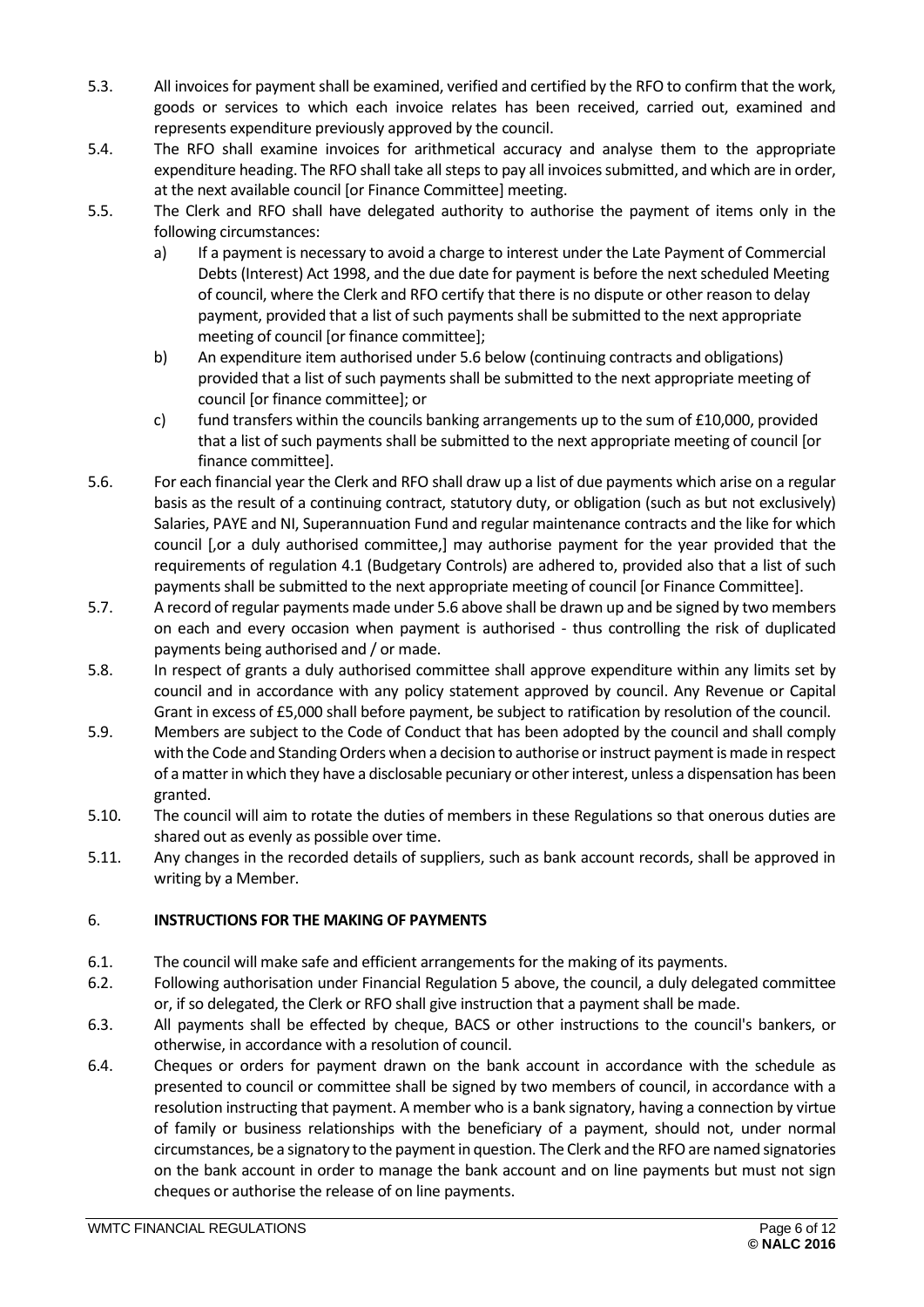5.3. All invoices for payment shall be examined, verified and certified by the RFO to confirm that the work, goods or services to which each invoice relates has been received, carried out, examined and represents expenditure previously approved by the council.

5.4. The RFO shall examine invoices for arithmetical accuracy and analyse them to the appropriate expenditure heading. The RFO shall take all steps to pay all invoices submitted, and which are in order, at the next available council [or Finance Committee] meeting.

5.5. The Clerk and RFO shall have delegated authority to authorise the payment of items only in the following circumstances:

   a) If a payment is necessary to avoid a charge to interest under the Late Payment of Commercial Debts (Interest) Act 1998, and the due date for payment is before the next scheduled Meeting of council, where the Clerk and RFO certify that there is no dispute or other reason to delay payment, provided that a list of such payments shall be submitted to the next appropriate meeting of council [or finance committee];

   b) An expenditure item authorised under 5.6 below (continuing contracts and obligations) provided that a list of such payments shall be submitted to the next appropriate meeting of council [or finance committee]; or

   c) fund transfers within the councils banking arrangements up to the sum of £10,000, provided that a list of such payments shall be submitted to the next appropriate meeting of council [or finance committee].

5.6. For each financial year the Clerk and RFO shall draw up a list of due payments which arise on a regular basis as the result of a continuing contract, statutory duty, or obligation (such as but not exclusively) Salaries, PAYE and NI, Superannuation Fund and regular maintenance contracts and the like for which council [,or a duly authorised committee,] may authorise payment for the year provided that the requirements of regulation 4.1 (Budgetary Controls) are adhered to, provided also that a list of such payments shall be submitted to the next appropriate meeting of council [or Finance Committee].

5.7. A record of regular payments made under 5.6 above shall be drawn up and be signed by two members on each and every occasion when payment is authorised - thus controlling the risk of duplicated payments being authorised and / or made.

5.8. In respect of grants a duly authorised committee shall approve expenditure within any limits set by council and in accordance with any policy statement approved by council. Any Revenue or Capital Grant in excess of £5,000 shall before payment, be subject to ratification by resolution of the council.

5.9. Members are subject to the Code of Conduct that has been adopted by the council and shall comply with the Code and Standing Orders when a decision to authorise or instruct payment is made in respect of a matter in which they have a disclosable pecuniary or other interest, unless a dispensation has been granted.

5.10. The council will aim to rotate the duties of members in these Regulations so that onerous duties are shared out as evenly as possible over time.

5.11. Any changes in the recorded details of suppliers, such as bank account records, shall be approved in writing by a Member.

## 6. INSTRUCTIONS FOR THE MAKING OF PAYMENTS

6.1. The council will make safe and efficient arrangements for the making of its payments.

6.2. Following authorisation under Financial Regulation 5 above, the council, a duly delegated committee or, if so delegated, the Clerk or RFO shall give instruction that a payment shall be made.

6.3. All payments shall be effected by cheque, BACS or other instructions to the council's bankers, or otherwise, in accordance with a resolution of council.

6.4. Cheques or orders for payment drawn on the bank account in accordance with the schedule as presented to council or committee shall be signed by two members of council, in accordance with a resolution instructing that payment. A member who is a bank signatory, having a connection by virtue of family or business relationships with the beneficiary of a payment, should not, under normal circumstances, be a signatory to the payment in question. The Clerk and the RFO are named signatories on the bank account in order to manage the bank account and on line payments but must not sign cheques or authorise the release of on line payments.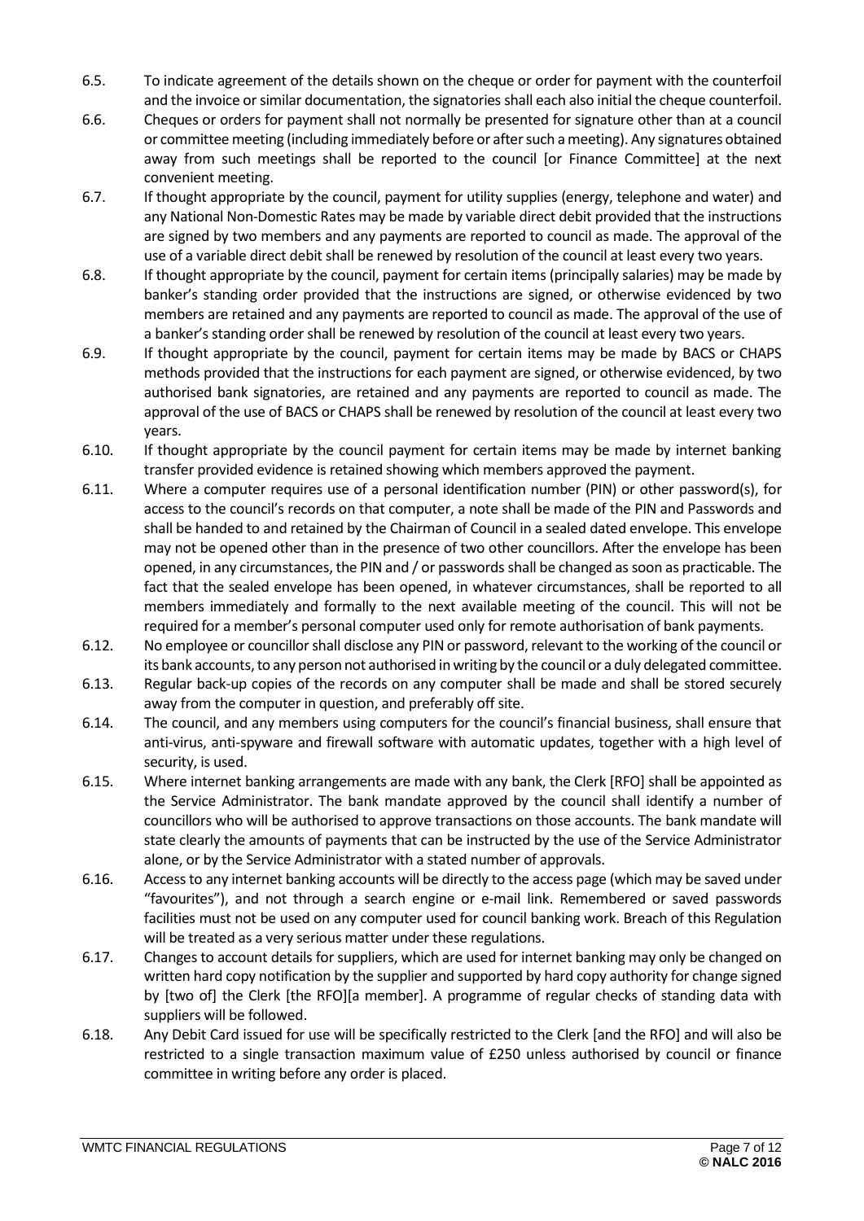6.5. To indicate agreement of the details shown on the cheque or order for payment with the counterfoil and the invoice or similar documentation, the signatories shall each also initial the cheque counterfoil.

6.6. Cheques or orders for payment shall not normally be presented for signature other than at a council or committee meeting (including immediately before or after such a meeting). Any signatures obtained away from such meetings shall be reported to the council [or Finance Committee] at the next convenient meeting.

6.7. If thought appropriate by the council, payment for utility supplies (energy, telephone and water) and any National Non-Domestic Rates may be made by variable direct debit provided that the instructions are signed by two members and any payments are reported to council as made. The approval of the use of a variable direct debit shall be renewed by resolution of the council at least every two years.

6.8. If thought appropriate by the council, payment for certain items (principally salaries) may be made by banker's standing order provided that the instructions are signed, or otherwise evidenced by two members are retained and any payments are reported to council as made. The approval of the use of a banker's standing order shall be renewed by resolution of the council at least every two years.

6.9. If thought appropriate by the council, payment for certain items may be made by BACS or CHAPS methods provided that the instructions for each payment are signed, or otherwise evidenced, by two authorised bank signatories, are retained and any payments are reported to council as made. The approval of the use of BACS or CHAPS shall be renewed by resolution of the council at least every two years.

6.10. If thought appropriate by the council payment for certain items may be made by internet banking transfer provided evidence is retained showing which members approved the payment.

6.11. Where a computer requires use of a personal identification number (PIN) or other password(s), for access to the council's records on that computer, a note shall be made of the PIN and Passwords and shall be handed to and retained by the Chairman of Council in a sealed dated envelope. This envelope may not be opened other than in the presence of two other councillors. After the envelope has been opened, in any circumstances, the PIN and / or passwords shall be changed as soon as practicable. The fact that the sealed envelope has been opened, in whatever circumstances, shall be reported to all members immediately and formally to the next available meeting of the council. This will not be required for a member's personal computer used only for remote authorisation of bank payments.

6.12. No employee or councillor shall disclose any PIN or password, relevant to the working of the council or its bank accounts, to any person not authorised in writing by the council or a duly delegated committee.

6.13. Regular back-up copies of the records on any computer shall be made and shall be stored securely away from the computer in question, and preferably off site.

6.14. The council, and any members using computers for the council's financial business, shall ensure that anti-virus, anti-spyware and firewall software with automatic updates, together with a high level of security, is used.

6.15. Where internet banking arrangements are made with any bank, the Clerk [RFO] shall be appointed as the Service Administrator. The bank mandate approved by the council shall identify a number of councillors who will be authorised to approve transactions on those accounts. The bank mandate will state clearly the amounts of payments that can be instructed by the use of the Service Administrator alone, or by the Service Administrator with a stated number of approvals.

6.16. Access to any internet banking accounts will be directly to the access page (which may be saved under "favourites"), and not through a search engine or e-mail link. Remembered or saved passwords facilities must not be used on any computer used for council banking work. Breach of this Regulation will be treated as a very serious matter under these regulations.

6.17. Changes to account details for suppliers, which are used for internet banking may only be changed on written hard copy notification by the supplier and supported by hard copy authority for change signed by [two of] the Clerk [the RFO][a member]. A programme of regular checks of standing data with suppliers will be followed.

6.18. Any Debit Card issued for use will be specifically restricted to the Clerk [and the RFO] and will also be restricted to a single transaction maximum value of £250 unless authorised by council or finance committee in writing before any order is placed.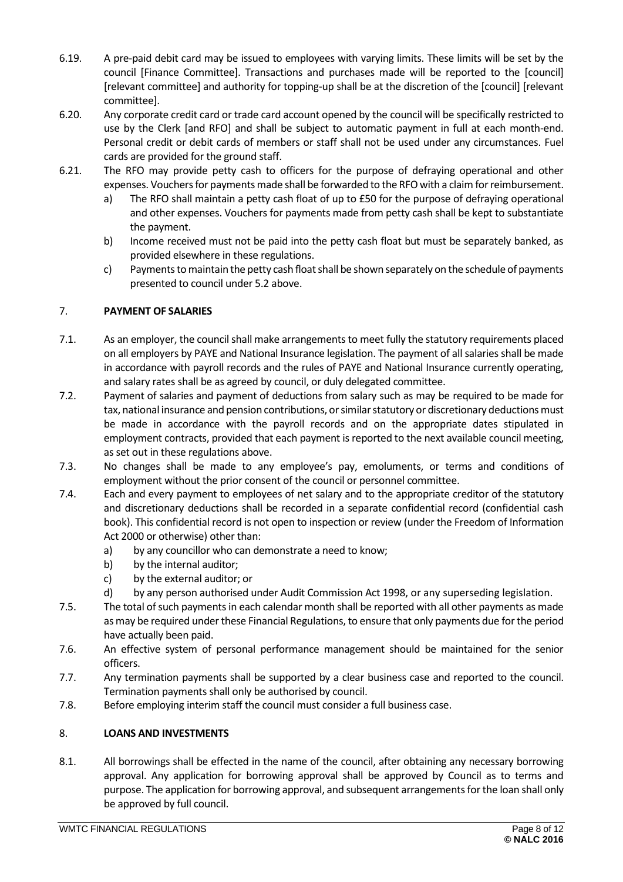6.19. A pre-paid debit card may be issued to employees with varying limits. These limits will be set by the council [Finance Committee]. Transactions and purchases made will be reported to the [council] [relevant committee] and authority for topping-up shall be at the discretion of the [council] [relevant committee].

6.20. Any corporate credit card or trade card account opened by the council will be specifically restricted to use by the Clerk [and RFO] and shall be subject to automatic payment in full at each month-end. Personal credit or debit cards of members or staff shall not be used under any circumstances. Fuel cards are provided for the ground staff.

6.21. The RFO may provide petty cash to officers for the purpose of defraying operational and other expenses. Vouchers for payments made shall be forwarded to the RFO with a claim for reimbursement.

a) The RFO shall maintain a petty cash float of up to £50 for the purpose of defraying operational and other expenses. Vouchers for payments made from petty cash shall be kept to substantiate the payment.

b) Income received must not be paid into the petty cash float but must be separately banked, as provided elsewhere in these regulations.

c) Payments to maintain the petty cash float shall be shown separately on the schedule of payments presented to council under 5.2 above.

## 7. PAYMENT OF SALARIES

7.1. As an employer, the council shall make arrangements to meet fully the statutory requirements placed on all employers by PAYE and National Insurance legislation. The payment of all salaries shall be made in accordance with payroll records and the rules of PAYE and National Insurance currently operating, and salary rates shall be as agreed by council, or duly delegated committee.

7.2. Payment of salaries and payment of deductions from salary such as may be required to be made for tax, national insurance and pension contributions, or similar statutory or discretionary deductions must be made in accordance with the payroll records and on the appropriate dates stipulated in employment contracts, provided that each payment is reported to the next available council meeting, as set out in these regulations above.

7.3. No changes shall be made to any employee's pay, emoluments, or terms and conditions of employment without the prior consent of the council or personnel committee.

7.4. Each and every payment to employees of net salary and to the appropriate creditor of the statutory and discretionary deductions shall be recorded in a separate confidential record (confidential cash book). This confidential record is not open to inspection or review (under the Freedom of Information Act 2000 or otherwise) other than:

a) by any councillor who can demonstrate a need to know;

b) by the internal auditor;

c) by the external auditor; or

d) by any person authorised under Audit Commission Act 1998, or any superseding legislation.

7.5. The total of such payments in each calendar month shall be reported with all other payments as made as may be required under these Financial Regulations, to ensure that only payments due for the period have actually been paid.

7.6. An effective system of personal performance management should be maintained for the senior officers.

7.7. Any termination payments shall be supported by a clear business case and reported to the council. Termination payments shall only be authorised by council.

7.8. Before employing interim staff the council must consider a full business case.

## 8. LOANS AND INVESTMENTS

8.1. All borrowings shall be effected in the name of the council, after obtaining any necessary borrowing approval. Any application for borrowing approval shall be approved by Council as to terms and purpose. The application for borrowing approval, and subsequent arrangements for the loan shall only be approved by full council.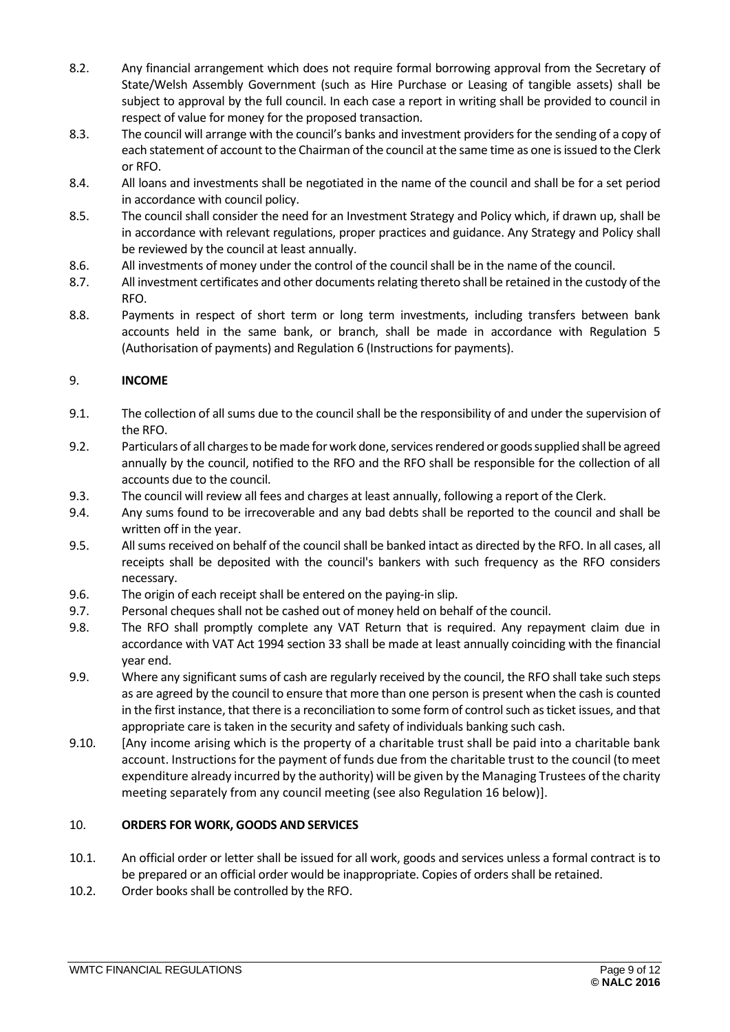8.2. Any financial arrangement which does not require formal borrowing approval from the Secretary of State/Welsh Assembly Government (such as Hire Purchase or Leasing of tangible assets) shall be subject to approval by the full council. In each case a report in writing shall be provided to council in respect of value for money for the proposed transaction.

8.3. The council will arrange with the council's banks and investment providers for the sending of a copy of each statement of account to the Chairman of the council at the same time as one is issued to the Clerk or RFO.

8.4. All loans and investments shall be negotiated in the name of the council and shall be for a set period in accordance with council policy.

8.5. The council shall consider the need for an Investment Strategy and Policy which, if drawn up, shall be in accordance with relevant regulations, proper practices and guidance. Any Strategy and Policy shall be reviewed by the council at least annually.

8.6. All investments of money under the control of the council shall be in the name of the council.

8.7. All investment certificates and other documents relating thereto shall be retained in the custody of the RFO.

8.8. Payments in respect of short term or long term investments, including transfers between bank accounts held in the same bank, or branch, shall be made in accordance with Regulation 5 (Authorisation of payments) and Regulation 6 (Instructions for payments).

## 9. INCOME

9.1. The collection of all sums due to the council shall be the responsibility of and under the supervision of the RFO.

9.2. Particulars of all charges to be made for work done, services rendered or goods supplied shall be agreed annually by the council, notified to the RFO and the RFO shall be responsible for the collection of all accounts due to the council.

9.3. The council will review all fees and charges at least annually, following a report of the Clerk.

9.4. Any sums found to be irrecoverable and any bad debts shall be reported to the council and shall be written off in the year.

9.5. All sums received on behalf of the council shall be banked intact as directed by the RFO. In all cases, all receipts shall be deposited with the council's bankers with such frequency as the RFO considers necessary.

9.6. The origin of each receipt shall be entered on the paying-in slip.

9.7. Personal cheques shall not be cashed out of money held on behalf of the council.

9.8. The RFO shall promptly complete any VAT Return that is required. Any repayment claim due in accordance with VAT Act 1994 section 33 shall be made at least annually coinciding with the financial year end.

9.9. Where any significant sums of cash are regularly received by the council, the RFO shall take such steps as are agreed by the council to ensure that more than one person is present when the cash is counted in the first instance, that there is a reconciliation to some form of control such as ticket issues, and that appropriate care is taken in the security and safety of individuals banking such cash.

9.10. [Any income arising which is the property of a charitable trust shall be paid into a charitable bank account. Instructions for the payment of funds due from the charitable trust to the council (to meet expenditure already incurred by the authority) will be given by the Managing Trustees of the charity meeting separately from any council meeting (see also Regulation 16 below)].

## 10. ORDERS FOR WORK, GOODS AND SERVICES

10.1. An official order or letter shall be issued for all work, goods and services unless a formal contract is to be prepared or an official order would be inappropriate. Copies of orders shall be retained.

10.2. Order books shall be controlled by the RFO.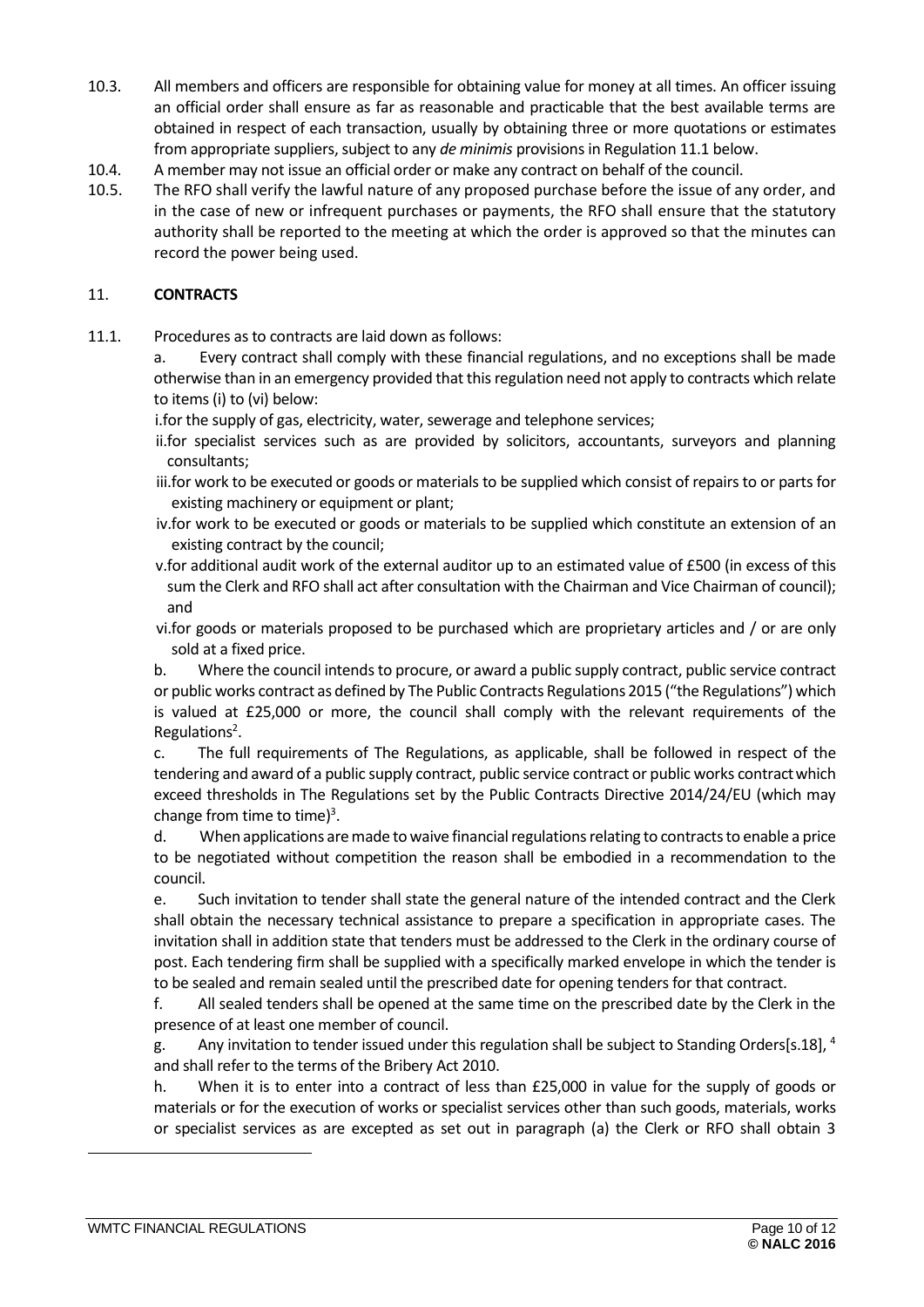10.3. All members and officers are responsible for obtaining value for money at all times. An officer issuing an official order shall ensure as far as reasonable and practicable that the best available terms are obtained in respect of each transaction, usually by obtaining three or more quotations or estimates from appropriate suppliers, subject to any *de minimis* provisions in Regulation 11.1 below.

10.4. A member may not issue an official order or make any contract on behalf of the council.

10.5. The RFO shall verify the lawful nature of any proposed purchase before the issue of any order, and in the case of new or infrequent purchases or payments, the RFO shall ensure that the statutory authority shall be reported to the meeting at which the order is approved so that the minutes can record the power being used.

## 11. CONTRACTS

11.1. Procedures as to contracts are laid down as follows:

a. Every contract shall comply with these financial regulations, and no exceptions shall be made otherwise than in an emergency provided that this regulation need not apply to contracts which relate to items (i) to (vi) below:

i. for the supply of gas, electricity, water, sewerage and telephone services;

ii. for specialist services such as are provided by solicitors, accountants, surveyors and planning consultants;

iii. for work to be executed or goods or materials to be supplied which consist of repairs to or parts for existing machinery or equipment or plant;

iv. for work to be executed or goods or materials to be supplied which constitute an extension of an existing contract by the council;

v. for additional audit work of the external auditor up to an estimated value of £500 (in excess of this sum the Clerk and RFO shall act after consultation with the Chairman and Vice Chairman of council); and

vi. for goods or materials proposed to be purchased which are proprietary articles and / or are only sold at a fixed price.

b. Where the council intends to procure, or award a public supply contract, public service contract or public works contract as defined by The Public Contracts Regulations 2015 ("the Regulations") which is valued at £25,000 or more, the council shall comply with the relevant requirements of the Regulations[2].

c. The full requirements of The Regulations, as applicable, shall be followed in respect of the tendering and award of a public supply contract, public service contract or public works contract which exceed thresholds in The Regulations set by the Public Contracts Directive 2014/24/EU (which may change from time to time)[3].

d. When applications are made to waive financial regulations relating to contracts to enable a price to be negotiated without competition the reason shall be embodied in a recommendation to the council.

e. Such invitation to tender shall state the general nature of the intended contract and the Clerk shall obtain the necessary technical assistance to prepare a specification in appropriate cases. The invitation shall in addition state that tenders must be addressed to the Clerk in the ordinary course of post. Each tendering firm shall be supplied with a specifically marked envelope in which the tender is to be sealed and remain sealed until the prescribed date for opening tenders for that contract.

f. All sealed tenders shall be opened at the same time on the prescribed date by the Clerk in the presence of at least one member of council.

g. Any invitation to tender issued under this regulation shall be subject to Standing Orders[s.18], [4] and shall refer to the terms of the Bribery Act 2010.

h. When it is to enter into a contract of less than £25,000 in value for the supply of goods or materials or for the execution of works or specialist services other than such goods, materials, works or specialist services as are excepted as set out in paragraph (a) the Clerk or RFO shall obtain 3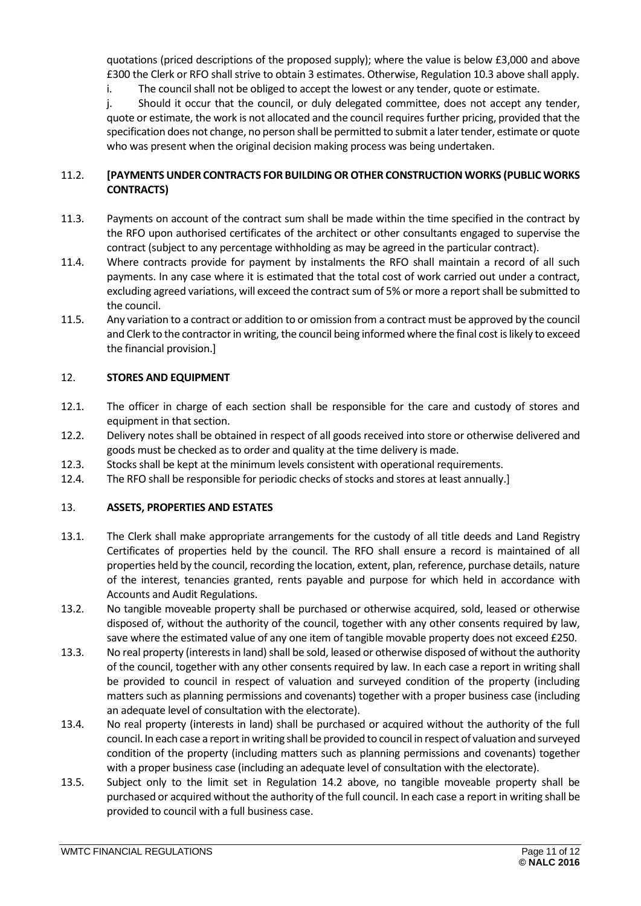quotations (priced descriptions of the proposed supply); where the value is below £3,000 and above £300 the Clerk or RFO shall strive to obtain 3 estimates. Otherwise, Regulation 10.3 above shall apply.

i. The council shall not be obliged to accept the lowest or any tender, quote or estimate.

j. Should it occur that the council, or duly delegated committee, does not accept any tender, quote or estimate, the work is not allocated and the council requires further pricing, provided that the specification does not change, no person shall be permitted to submit a later tender, estimate or quote who was present when the original decision making process was being undertaken.

11.2. **[PAYMENTS UNDER CONTRACTS FOR BUILDING OR OTHER CONSTRUCTION WORKS (PUBLIC WORKS CONTRACTS)**

11.3. Payments on account of the contract sum shall be made within the time specified in the contract by the RFO upon authorised certificates of the architect or other consultants engaged to supervise the contract (subject to any percentage withholding as may be agreed in the particular contract).

11.4. Where contracts provide for payment by instalments the RFO shall maintain a record of all such payments. In any case where it is estimated that the total cost of work carried out under a contract, excluding agreed variations, will exceed the contract sum of 5% or more a report shall be submitted to the council.

11.5. Any variation to a contract or addition to or omission from a contract must be approved by the council and Clerk to the contractor in writing, the council being informed where the final cost is likely to exceed the financial provision.]

## 12. STORES AND EQUIPMENT

12.1. The officer in charge of each section shall be responsible for the care and custody of stores and equipment in that section.

12.2. Delivery notes shall be obtained in respect of all goods received into store or otherwise delivered and goods must be checked as to order and quality at the time delivery is made.

12.3. Stocks shall be kept at the minimum levels consistent with operational requirements.

12.4. The RFO shall be responsible for periodic checks of stocks and stores at least annually.]

## 13. ASSETS, PROPERTIES AND ESTATES

13.1. The Clerk shall make appropriate arrangements for the custody of all title deeds and Land Registry Certificates of properties held by the council. The RFO shall ensure a record is maintained of all properties held by the council, recording the location, extent, plan, reference, purchase details, nature of the interest, tenancies granted, rents payable and purpose for which held in accordance with Accounts and Audit Regulations.

13.2. No tangible moveable property shall be purchased or otherwise acquired, sold, leased or otherwise disposed of, without the authority of the council, together with any other consents required by law, save where the estimated value of any one item of tangible movable property does not exceed £250.

13.3. No real property (interests in land) shall be sold, leased or otherwise disposed of without the authority of the council, together with any other consents required by law. In each case a report in writing shall be provided to council in respect of valuation and surveyed condition of the property (including matters such as planning permissions and covenants) together with a proper business case (including an adequate level of consultation with the electorate).

13.4. No real property (interests in land) shall be purchased or acquired without the authority of the full council. In each case a report in writing shall be provided to council in respect of valuation and surveyed condition of the property (including matters such as planning permissions and covenants) together with a proper business case (including an adequate level of consultation with the electorate).

13.5. Subject only to the limit set in Regulation 14.2 above, no tangible moveable property shall be purchased or acquired without the authority of the full council. In each case a report in writing shall be provided to council with a full business case.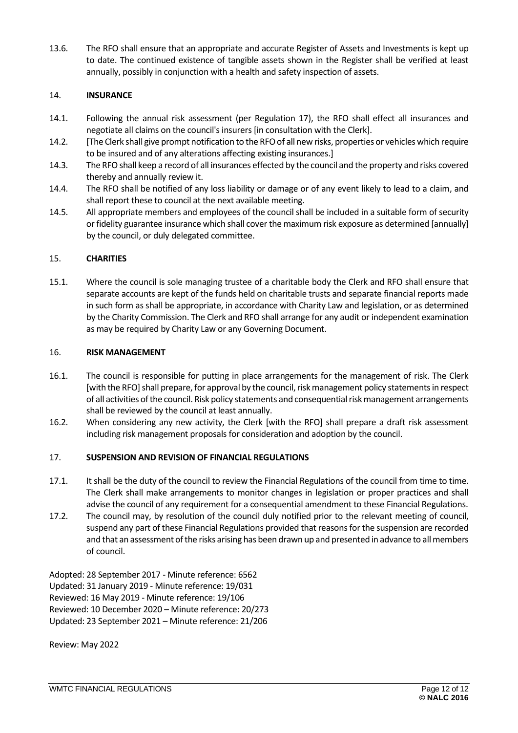13.6. The RFO shall ensure that an appropriate and accurate Register of Assets and Investments is kept up to date. The continued existence of tangible assets shown in the Register shall be verified at least annually, possibly in conjunction with a health and safety inspection of assets.

## 14. INSURANCE

14.1. Following the annual risk assessment (per Regulation 17), the RFO shall effect all insurances and negotiate all claims on the council's insurers [in consultation with the Clerk].

14.2. [The Clerk shall give prompt notification to the RFO of all new risks, properties or vehicles which require to be insured and of any alterations affecting existing insurances.]

14.3. The RFO shall keep a record of all insurances effected by the council and the property and risks covered thereby and annually review it.

14.4. The RFO shall be notified of any loss liability or damage or of any event likely to lead to a claim, and shall report these to council at the next available meeting.

14.5. All appropriate members and employees of the council shall be included in a suitable form of security or fidelity guarantee insurance which shall cover the maximum risk exposure as determined [annually] by the council, or duly delegated committee.

## 15. CHARITIES

15.1. Where the council is sole managing trustee of a charitable body the Clerk and RFO shall ensure that separate accounts are kept of the funds held on charitable trusts and separate financial reports made in such form as shall be appropriate, in accordance with Charity Law and legislation, or as determined by the Charity Commission. The Clerk and RFO shall arrange for any audit or independent examination as may be required by Charity Law or any Governing Document.

## 16. RISK MANAGEMENT

16.1. The council is responsible for putting in place arrangements for the management of risk. The Clerk [with the RFO] shall prepare, for approval by the council, risk management policy statements in respect of all activities of the council. Risk policy statements and consequential risk management arrangements shall be reviewed by the council at least annually.

16.2. When considering any new activity, the Clerk [with the RFO] shall prepare a draft risk assessment including risk management proposals for consideration and adoption by the council.

## 17. SUSPENSION AND REVISION OF FINANCIAL REGULATIONS

17.1. It shall be the duty of the council to review the Financial Regulations of the council from time to time. The Clerk shall make arrangements to monitor changes in legislation or proper practices and shall advise the council of any requirement for a consequential amendment to these Financial Regulations.

17.2. The council may, by resolution of the council duly notified prior to the relevant meeting of council, suspend any part of these Financial Regulations provided that reasons for the suspension are recorded and that an assessment of the risks arising has been drawn up and presented in advance to all members of council.

Adopted: 28 September 2017 - Minute reference: 6562
Updated: 31 January 2019 - Minute reference: 19/031
Reviewed: 16 May 2019 - Minute reference: 19/106
Reviewed: 10 December 2020 – Minute reference: 20/273
Updated: 23 September 2021 – Minute reference: 21/206

Review: May 2022